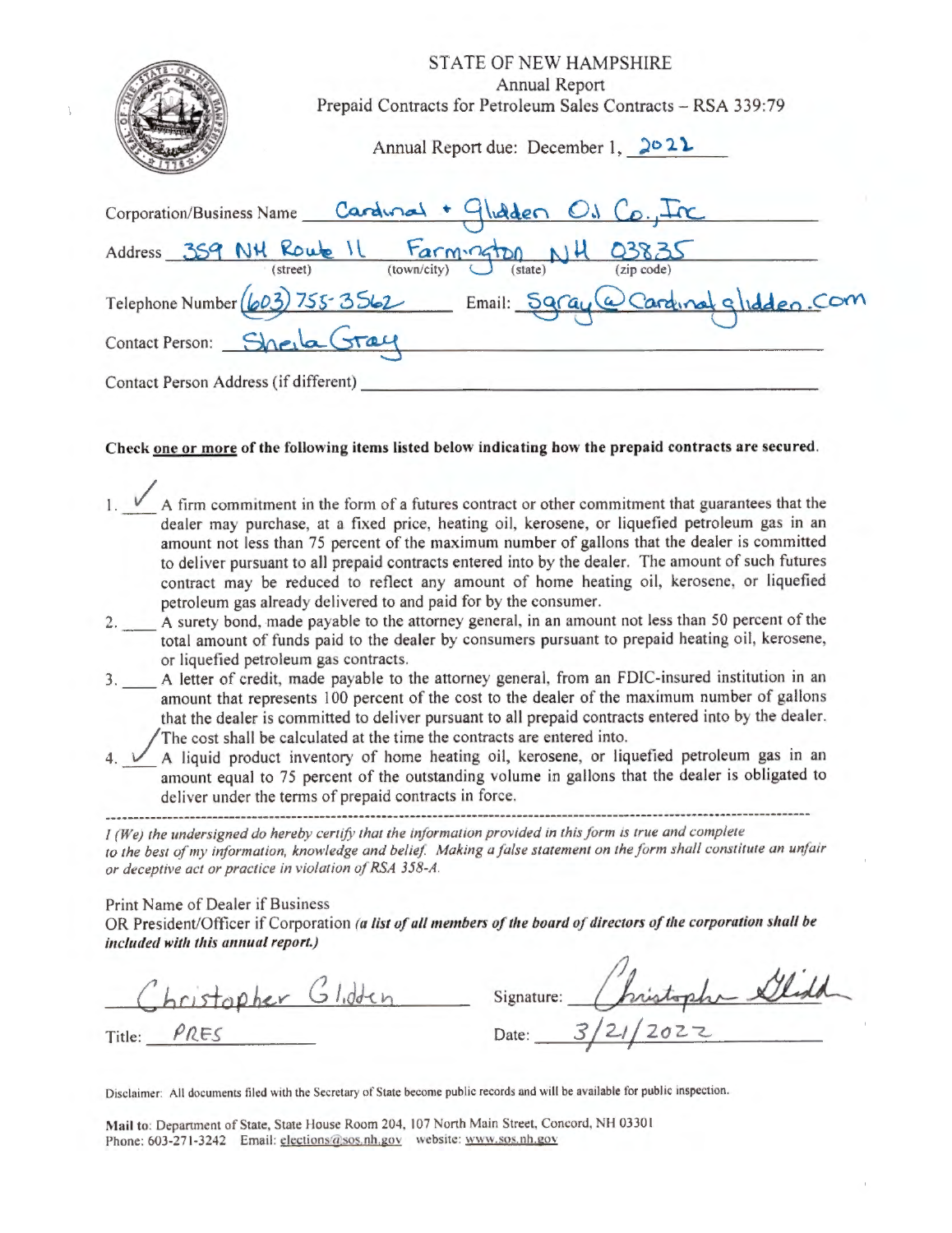# STATE OF NEW HAMPSHIRE

Annual Report

Prepaid Contracts for Petroleum Sales Contracts – RSA 339:79

Annual Report due: December 1, 2022

Corporation/Business Name: Cardinal + Glidden Oil Co., Inc

Address: 359 NH Route 11 (street) Farmington (town/city) NH (state) 03835 (zip code)

Telephone Number: (603) 755-3562 Email: Sgray@Cardinalglidden.com

Contact Person: Sheila Gray

Contact Person Address (if different): ____________________

**Check one or more of the following items listed below indicating how the prepaid contracts are secured.**

1. ✓ A firm commitment in the form of a futures contract or other commitment that guarantees that the dealer may purchase, at a fixed price, heating oil, kerosene, or liquefied petroleum gas in an amount not less than 75 percent of the maximum number of gallons that the dealer is committed to deliver pursuant to all prepaid contracts entered into by the dealer. The amount of such futures contract may be reduced to reflect any amount of home heating oil, kerosene, or liquefied petroleum gas already delivered to and paid for by the consumer.
2. ____ A surety bond, made payable to the attorney general, in an amount not less than 50 percent of the total amount of funds paid to the dealer by consumers pursuant to prepaid heating oil, kerosene, or liquefied petroleum gas contracts.
3. ____ A letter of credit, made payable to the attorney general, from an FDIC-insured institution in an amount that represents 100 percent of the cost to the dealer of the maximum number of gallons that the dealer is committed to deliver pursuant to all prepaid contracts entered into by the dealer. The cost shall be calculated at the time the contracts are entered into.
4. ✓ A liquid product inventory of home heating oil, kerosene, or liquefied petroleum gas in an amount equal to 75 percent of the outstanding volume in gallons that the dealer is obligated to deliver under the terms of prepaid contracts in force.

---

*I (We) the undersigned do hereby certify that the information provided in this form is true and complete to the best of my information, knowledge and belief. Making a false statement on the form shall constitute an unfair or deceptive act or practice in violation of RSA 358-A.*

Print Name of Dealer if Business
OR President/Officer if Corporation ***(a list of all members of the board of directors of the corporation shall be included with this annual report.)***

Christopher Glidden Signature: Christopher Glidden

Title: PRES Date: 3/21/2022

Disclaimer: All documents filed with the Secretary of State become public records and will be available for public inspection.

**Mail to:** Department of State, State House Room 204, 107 North Main Street, Concord, NH 03301
Phone: 603-271-3242 Email: elections@sos.nh.gov website: www.sos.nh.gov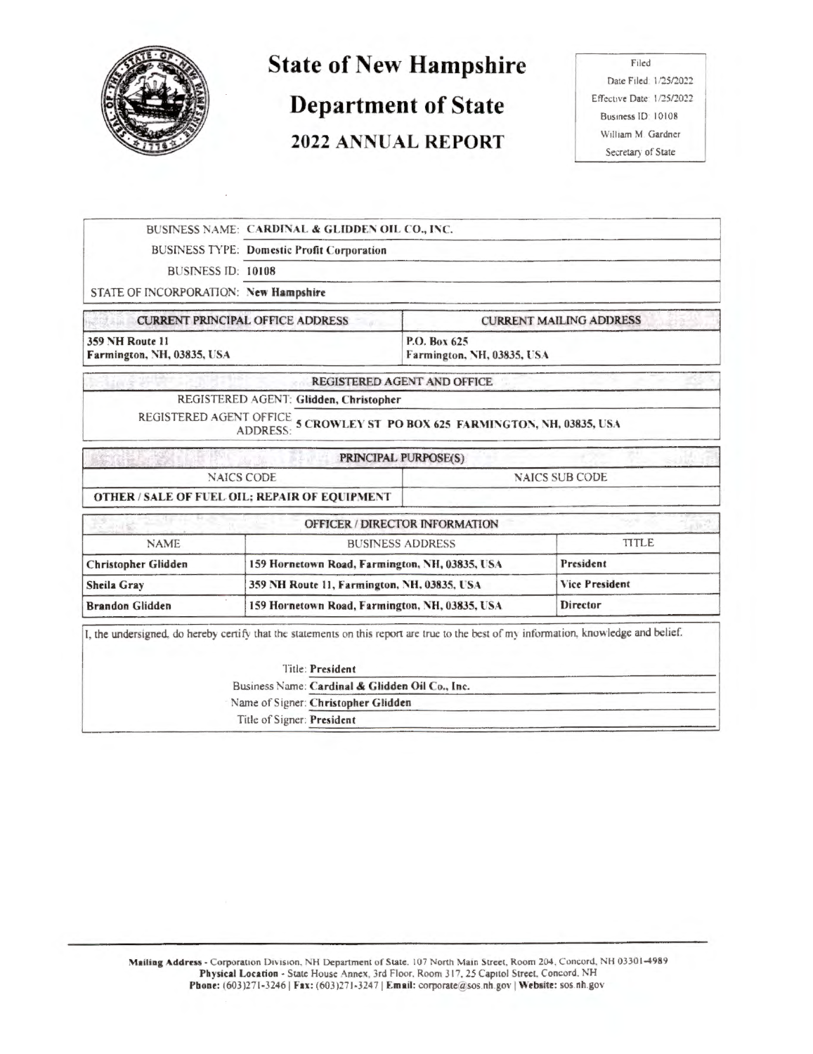# State of New Hampshire

# Department of State

## 2022 ANNUAL REPORT

Filed
Date Filed: 1/25/2022
Effective Date: 1/25/2022
Business ID: 10108
William M. Gardner
Secretary of State

| | |
|---|---|
| BUSINESS NAME: | **CARDINAL & GLIDDEN OIL CO., INC.** |
| BUSINESS TYPE: | **Domestic Profit Corporation** |
| BUSINESS ID: | **10108** |
| STATE OF INCORPORATION: | **New Hampshire** |

| CURRENT PRINCIPAL OFFICE ADDRESS | CURRENT MAILING ADDRESS |
|---|---|
| **359 NH Route 11**<br>**Farmington, NH, 03835, USA** | **P.O. Box 625**<br>**Farmington, NH, 03835, USA** |

**REGISTERED AGENT AND OFFICE**

REGISTERED AGENT: **Glidden, Christopher**

REGISTERED AGENT OFFICE ADDRESS: **5 CROWLEY ST PO BOX 625 FARMINGTON, NH, 03835, USA**

**PRINCIPAL PURPOSE(S)**

| NAICS CODE | NAICS SUB CODE |
|---|---|
| **OTHER / SALE OF FUEL OIL; REPAIR OF EQUIPMENT** | |

**OFFICER / DIRECTOR INFORMATION**

| NAME | BUSINESS ADDRESS | TITLE |
|---|---|---|
| **Christopher Glidden** | **159 Hornetown Road, Farmington, NH, 03835, USA** | **President** |
| **Sheila Gray** | **359 NH Route 11, Farmington, NH, 03835, USA** | **Vice President** |
| **Brandon Glidden** | **159 Hornetown Road, Farmington, NH, 03835, USA** | **Director** |

I, the undersigned, do hereby certify that the statements on this report are true to the best of my information, knowledge and belief.

Title: **President**

Business Name: **Cardinal & Glidden Oil Co., Inc.**

Name of Signer: **Christopher Glidden**

Title of Signer: **President**

**Mailing Address** - Corporation Division, NH Department of State, 107 North Main Street, Room 204, Concord, NH 03301-4989
**Physical Location** - State House Annex, 3rd Floor, Room 317, 25 Capitol Street, Concord, NH
**Phone:** (603)271-3246 | **Fax:** (603)271-3247 | **Email:** corporate@sos.nh.gov | **Website:** sos.nh.gov